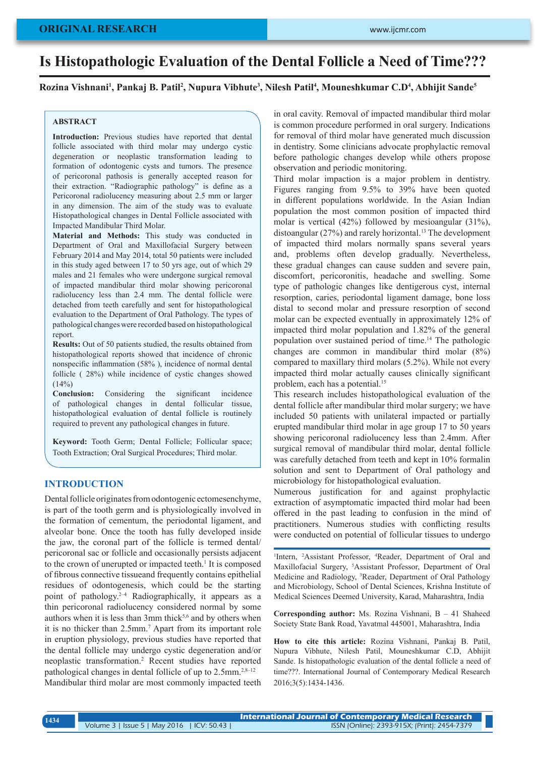ORIGINAL RESEARCH

# Is Histopathologic Evaluation of the Dental Follicle a Need of Time???

**Rozina Vishnani[1], Pankaj B. Patil[2], Nupura Vibhute[3], Nilesh Patil[4], Mouneshkumar C.D[4], Abhijit Sande[5]**

## ABSTRACT

**Introduction:** Previous studies have reported that dental follicle associated with third molar may undergo cystic degeneration or neoplastic transformation leading to formation of odontogenic cysts and tumors. The presence of pericoronal pathosis is generally accepted reason for their extraction. "Radiographic pathology" is define as a Pericoronal radiolucency measuring about 2.5 mm or larger in any dimension. The aim of the study was to evaluate Histopathological changes in Dental Follicle associated with Impacted Mandibular Third Molar.

**Material and Methods:** This study was conducted in Department of Oral and Maxillofacial Surgery between February 2014 and May 2014, total 50 patients were included in this study aged between 17 to 50 yrs age, out of which 29 males and 21 females who were undergone surgical removal of impacted mandibular third molar showing pericoronal radiolucency less than 2.4 mm. The dental follicle were detached from teeth carefully and sent for histopathological evaluation to the Department of Oral Pathology. The types of pathological changes were recorded based on histopathological report.

**Results:** Out of 50 patients studied, the results obtained from histopathological reports showed that incidence of chronic nonspecific inflammation (58% ), incidence of normal dental follicle ( 28%) while incidence of cystic changes showed (14%)

**Conclusion:** Considering the significant incidence of pathological changes in dental follicular tissue, histopathological evaluation of dental follicle is routinely required to prevent any pathological changes in future.

**Keyword:** Tooth Germ; Dental Follicle; Follicular space; Tooth Extraction; Oral Surgical Procedures; Third molar.

## INTRODUCTION

Dental follicle originates from odontogenic ectomesenchyme, is part of the tooth germ and is physiologically involved in the formation of cementum, the periodontal ligament, and alveolar bone. Once the tooth has fully developed inside the jaw, the coronal part of the follicle is termed dental/pericoronal sac or follicle and occasionally persists adjacent to the crown of unerupted or impacted teeth.[1] It is composed of fibrous connective tissueand frequently contains epithelial residues of odontogenesis, which could be the starting point of pathology.[2–4] Radiographically, it appears as a thin pericoronal radiolucency considered normal by some authors when it is less than 3mm thick[5,6] and by others when it is no thicker than 2.5mm.[7] Apart from its important role in eruption physiology, previous studies have reported that the dental follicle may undergo cystic degeneration and/or neoplastic transformation.[2] Recent studies have reported pathological changes in dental follicle of up to 2.5mm.[2,8–12] Mandibular third molar are most commonly impacted teeth in oral cavity. Removal of impacted mandibular third molar is common procedure performed in oral surgery. Indications for removal of third molar have generated much discussion in dentistry. Some clinicians advocate prophylactic removal before pathologic changes develop while others propose observation and periodic monitoring.

Third molar impaction is a major problem in dentistry. Figures ranging from 9.5% to 39% have been quoted in different populations worldwide. In the Asian Indian population the most common position of impacted third molar is vertical (42%) followed by mesioangular (31%), distoangular (27%) and rarely horizontal.[13] The development of impacted third molars normally spans several years and, problems often develop gradually. Nevertheless, these gradual changes can cause sudden and severe pain, discomfort, pericoronitis, headache and swelling. Some type of pathologic changes like dentigerous cyst, internal resorption, caries, periodontal ligament damage, bone loss distal to second molar and pressure resorption of second molar can be expected eventually in approximately 12% of impacted third molar population and 1.82% of the general population over sustained period of time.[14] The pathologic changes are common in mandibular third molar (8%) compared to maxillary third molars (5.2%). While not every impacted third molar actually causes clinically significant problem, each has a potential.[15]

This research includes histopathological evaluation of the dental follicle after mandibular third molar surgery; we have included 50 patients with unilateral impacted or partially erupted mandibular third molar in age group 17 to 50 years showing pericoronal radiolucency less than 2.4mm. After surgical removal of mandibular third molar, dental follicle was carefully detached from teeth and kept in 10% formalin solution and sent to Department of Oral pathology and microbiology for histopathological evaluation.

Numerous justification for and against prophylactic extraction of asymptomatic impacted third molar had been offered in the past leading to confusion in the mind of practitioners. Numerous studies with conflicting results were conducted on potential of follicular tissues to undergo

---

[1]Intern, [2]Assistant Professor, [4]Reader, Department of Oral and Maxillofacial Surgery, [5]Assistant Professor, Department of Oral Medicine and Radiology, [3]Reader, Department of Oral Pathology and Microbiology, School of Dental Sciences, Krishna Institute of Medical Sciences Deemed University, Karad, Maharashtra, India

**Corresponding author:** Ms. Rozina Vishnani, B – 41 Shaheed Society State Bank Road, Yavatmal 445001, Maharashtra, India

**How to cite this article:** Rozina Vishnani, Pankaj B. Patil, Nupura Vibhute, Nilesh Patil, Mouneshkumar C.D, Abhijit Sande. Is histopathologic evaluation of the dental follicle a need of time???. International Journal of Contemporary Medical Research 2016;3(5):1434-1436.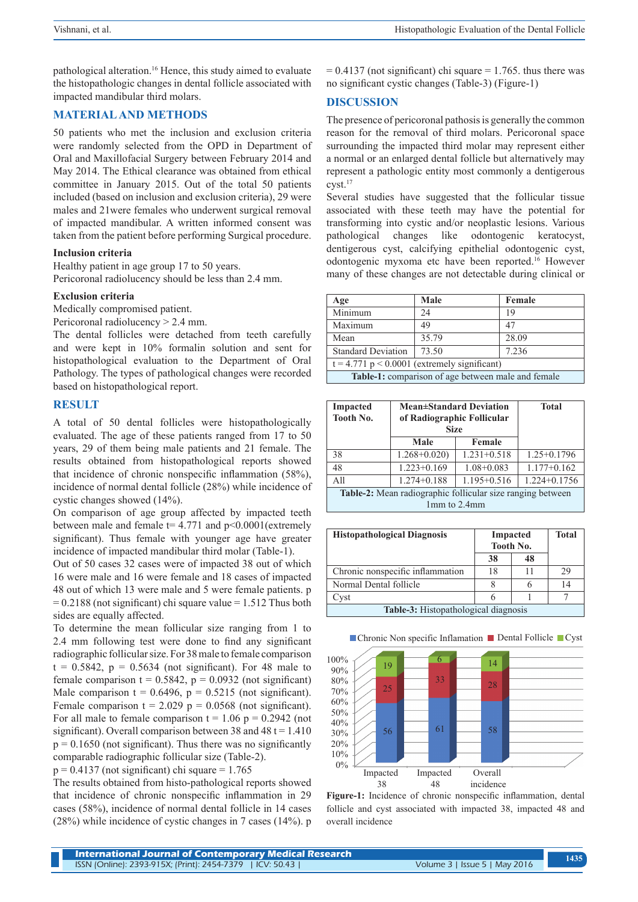pathological alteration.[16] Hence, this study aimed to evaluate the histopathologic changes in dental follicle associated with impacted mandibular third molars.

## MATERIAL AND METHODS

50 patients who met the inclusion and exclusion criteria were randomly selected from the OPD in Department of Oral and Maxillofacial Surgery between February 2014 and May 2014. The Ethical clearance was obtained from ethical committee in January 2015. Out of the total 50 patients included (based on inclusion and exclusion criteria), 29 were males and 21were females who underwent surgical removal of impacted mandibular. A written informed consent was taken from the patient before performing Surgical procedure.

### Inclusion criteria

Healthy patient in age group 17 to 50 years.
Pericoronal radiolucency should be less than 2.4 mm.

### Exclusion criteria

Medically compromised patient.
Pericoronal radiolucency > 2.4 mm.

The dental follicles were detached from teeth carefully and were kept in 10% formalin solution and sent for histopathological evaluation to the Department of Oral Pathology. The types of pathological changes were recorded based on histopathological report.

## RESULT

A total of 50 dental follicles were histopathologically evaluated. The age of these patients ranged from 17 to 50 years, 29 of them being male patients and 21 female. The results obtained from histopathological reports showed that incidence of chronic nonspecific inflammation (58%), incidence of normal dental follicle (28%) while incidence of cystic changes showed (14%).

On comparison of age group affected by impacted teeth between male and female t= 4.771 and p<0.0001(extremely significant). Thus female with younger age have greater incidence of impacted mandibular third molar (Table-1).

Out of 50 cases 32 cases were of impacted 38 out of which 16 were male and 16 were female and 18 cases of impacted 48 out of which 13 were male and 5 were female patients. p = 0.2188 (not significant) chi square value = 1.512 Thus both sides are equally affected.

To determine the mean follicular size ranging from 1 to 2.4 mm following test were done to find any significant radiographic follicular size. For 38 male to female comparison t = 0.5842, p = 0.5634 (not significant). For 48 male to female comparison t = 0.5842, p = 0.0932 (not significant) Male comparison t = 0.6496, p = 0.5215 (not significant). Female comparison t = 2.029 p = 0.0568 (not significant). For all male to female comparison t = 1.06 p = 0.2942 (not significant). Overall comparison between 38 and 48 t = 1.410 p = 0.1650 (not significant). Thus there was no significantly comparable radiographic follicular size (Table-2).

p = 0.4137 (not significant) chi square = 1.765

The results obtained from histo-pathological reports showed that incidence of chronic nonspecific inflammation in 29 cases (58%), incidence of normal dental follicle in 14 cases (28%) while incidence of cystic changes in 7 cases (14%). p = 0.4137 (not significant) chi square = 1.765. thus there was no significant cystic changes (Table-3) (Figure-1)

## DISCUSSION

The presence of pericoronal pathosis is generally the common reason for the removal of third molars. Pericoronal space surrounding the impacted third molar may represent either a normal or an enlarged dental follicle but alternatively may represent a pathologic entity most commonly a dentigerous cyst.[17]

Several studies have suggested that the follicular tissue associated with these teeth may have the potential for transforming into cystic and/or neoplastic lesions. Various pathological changes like odontogenic keratocyst, dentigerous cyst, calcifying epithelial odontogenic cyst, odontogenic myxoma etc have been reported.[16] However many of these changes are not detectable during clinical or

| Age | Male | Female |
|---|---|---|
| Minimum | 24 | 19 |
| Maximum | 49 | 47 |
| Mean | 35.79 | 28.09 |
| Standard Deviation | 73.50 | 7.236 |
| t = 4.771 p < 0.0001 (extremely significant) | | |

**Table-1:** comparison of age between male and female

| Impacted Tooth No. | Mean±Standard Deviation of Radiographic Follicular Size | | Total |
|---|---|---|---|
| | Male | Female | |
| 38 | 1.268+0.020) | 1.231+0.518 | 1.25+0.1796 |
| 48 | 1.223+0.169 | 1.08+0.083 | 1.177+0.162 |
| All | 1.274+0.188 | 1.195+0.516 | 1.224+0.1756 |

**Table-2:** Mean radiographic follicular size ranging between 1mm to 2.4mm

| Histopathological Diagnosis | Impacted Tooth No. | | Total |
|---|---|---|---|
| | 38 | 48 | |
| Chronic nonspecific inflammation | 18 | 11 | 29 |
| Normal Dental follicle | 8 | 6 | 14 |
| Cyst | 6 | 1 | 7 |

**Table-3:** Histopathological diagnosis

| | Chronic Non specific Inflamation | Dental Follicle | Cyst |
|---|---|---|---|
| Impacted 38 | 56 | 25 | 19 |
| Impacted 48 | 61 | 33 | 6 |
| Overall incidence | 58 | 28 | 14 |

**Figure-1:** Incidence of chronic nonspecific inflammation, dental follicle and cyst associated with impacted 38, impacted 48 and overall incidence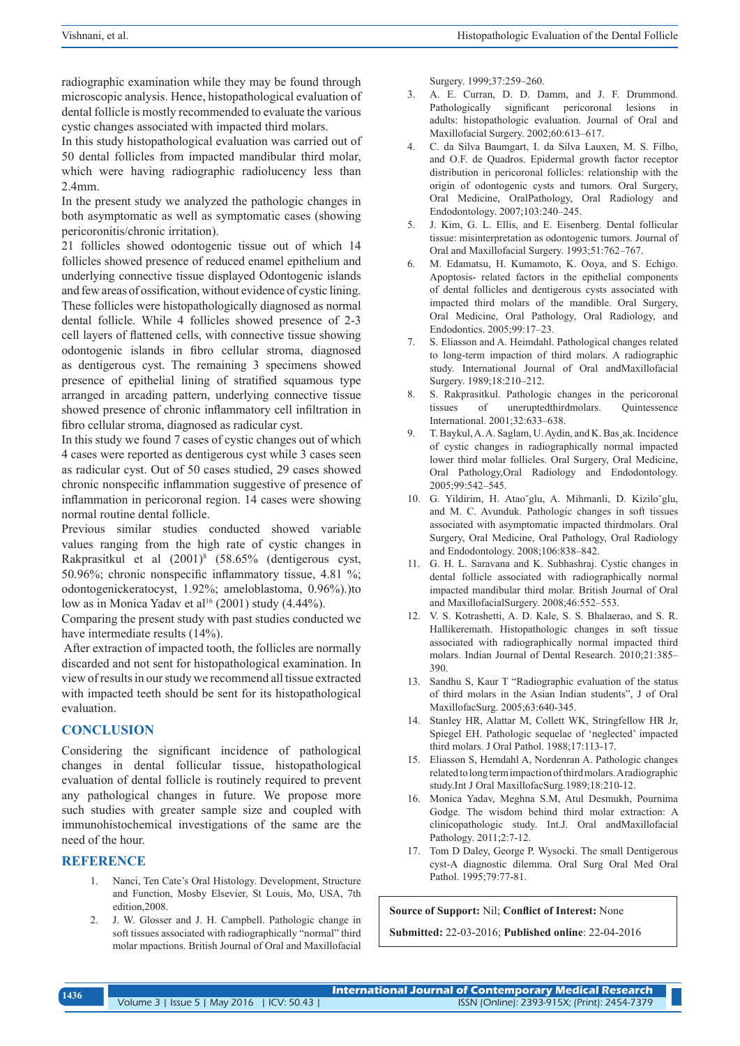radiographic examination while they may be found through microscopic analysis. Hence, histopathological evaluation of dental follicle is mostly recommended to evaluate the various cystic changes associated with impacted third molars.

In this study histopathological evaluation was carried out of 50 dental follicles from impacted mandibular third molar, which were having radiographic radiolucency less than 2.4mm.

In the present study we analyzed the pathologic changes in both asymptomatic as well as symptomatic cases (showing pericoronitis/chronic irritation).

21 follicles showed odontogenic tissue out of which 14 follicles showed presence of reduced enamel epithelium and underlying connective tissue displayed Odontogenic islands and few areas of ossification, without evidence of cystic lining. These follicles were histopathologically diagnosed as normal dental follicle. While 4 follicles showed presence of 2-3 cell layers of flattened cells, with connective tissue showing odontogenic islands in fibro cellular stroma, diagnosed as dentigerous cyst. The remaining 3 specimens showed presence of epithelial lining of stratified squamous type arranged in arcading pattern, underlying connective tissue showed presence of chronic inflammatory cell infiltration in fibro cellular stroma, diagnosed as radicular cyst.

In this study we found 7 cases of cystic changes out of which 4 cases were reported as dentigerous cyst while 3 cases seen as radicular cyst. Out of 50 cases studied, 29 cases showed chronic nonspecific inflammation suggestive of presence of inflammation in pericoronal region. 14 cases were showing normal routine dental follicle.

Previous similar studies conducted showed variable values ranging from the high rate of cystic changes in Rakprasitkul et al (2001)[8] (58.65% (dentigerous cyst, 50.96%; chronic nonspecific inflammatory tissue, 4.81 %; odontogenickeratocyst, 1.92%; ameloblastoma, 0.96%).)to low as in Monica Yadav et al[16] (2001) study (4.44%).

Comparing the present study with past studies conducted we have intermediate results (14%).

After extraction of impacted tooth, the follicles are normally discarded and not sent for histopathological examination. In view of results in our study we recommend all tissue extracted with impacted teeth should be sent for its histopathological evaluation.

## CONCLUSION

Considering the significant incidence of pathological changes in dental follicular tissue, histopathological evaluation of dental follicle is routinely required to prevent any pathological changes in future. We propose more such studies with greater sample size and coupled with immunohistochemical investigations of the same are the need of the hour.

## REFERENCE

1. Nanci, Ten Cate's Oral Histology. Development, Structure and Function, Mosby Elsevier, St Louis, Mo, USA, 7th edition,2008.
2. J. W. Glosser and J. H. Campbell. Pathologic change in soft tissues associated with radiographically "normal" third molar mpactions. British Journal of Oral and Maxillofacial Surgery. 1999;37:259–260.
3. A. E. Curran, D. D. Damm, and J. F. Drummond. Pathologically significant pericoronal lesions in adults: histopathologic evaluation. Journal of Oral and Maxillofacial Surgery. 2002;60:613–617.
4. C. da Silva Baumgart, I. da Silva Lauxen, M. S. Filho, and O.F. de Quadros. Epidermal growth factor receptor distribution in pericoronal follicles: relationship with the origin of odontogenic cysts and tumors. Oral Surgery, Oral Medicine, OralPathology, Oral Radiology and Endodontology. 2007;103:240–245.
5. J. Kim, G. L. Ellis, and E. Eisenberg. Dental follicular tissue: misinterpretation as odontogenic tumors. Journal of Oral and Maxillofacial Surgery. 1993;51:762–767.
6. M. Edamatsu, H. Kumamoto, K. Ooya, and S. Echigo. Apoptosis- related factors in the epithelial components of dental follicles and dentigerous cysts associated with impacted third molars of the mandible. Oral Surgery, Oral Medicine, Oral Pathology, Oral Radiology, and Endodontics. 2005;99:17–23.
7. S. Eliasson and A. Heimdahl. Pathological changes related to long-term impaction of third molars. A radiographic study. International Journal of Oral andMaxillofacial Surgery. 1989;18:210–212.
8. S. Rakprasitkul. Pathologic changes in the pericoronal tissues of uneruptedthirdmolars. Quintessence International. 2001;32:633–638.
9. T. Baykul, A. A. Saglam, U. Aydin, and K. Bas¸ak. Incidence of cystic changes in radiographically normal impacted lower third molar follicles. Oral Surgery, Oral Medicine, Oral Pathology,Oral Radiology and Endodontology. 2005;99:542–545.
10. G. Yildirim, H. Ataoˇglu, A. Mihmanli, D. Kiziloˇglu, and M. C. Avunduk. Pathologic changes in soft tissues associated with asymptomatic impacted thirdmolars. Oral Surgery, Oral Medicine, Oral Pathology, Oral Radiology and Endodontology. 2008;106:838–842.
11. G. H. L. Saravana and K. Subhashraj. Cystic changes in dental follicle associated with radiographically normal impacted mandibular third molar. British Journal of Oral and MaxillofacialSurgery. 2008;46:552–553.
12. V. S. Kotrashetti, A. D. Kale, S. S. Bhalaerao, and S. R. Hallikeremath. Histopathologic changes in soft tissue associated with radiographically normal impacted third molars. Indian Journal of Dental Research. 2010;21:385–390.
13. Sandhu S, Kaur T "Radiographic evaluation of the status of third molars in the Asian Indian students", J of Oral MaxillofacSurg. 2005;63:640-345.
14. Stanley HR, Alattar M, Collett WK, Stringfellow HR Jr, Spiegel EH. Pathologic sequelae of 'neglected' impacted third molars. J Oral Pathol. 1988;17:113-17.
15. Eliasson S, Hemdahl A, Nordenran A. Pathologic changes related to long term impaction of third molars. A radiographic study.Int J Oral MaxillofacSurg.1989;18:210-12.
16. Monica Yadav, Meghna S.M, Atul Desmukh, Pournima Godge. The wisdom behind third molar extraction: A clinicopathologic study. Int.J. Oral andMaxillofacial Pathology. 2011;2:7-12.
17. Tom D Daley, George P. Wysocki. The small Dentigerous cyst-A diagnostic dilemma. Oral Surg Oral Med Oral Pathol. 1995;79:77-81.

**Source of Support:** Nil; **Conflict of Interest:** None

**Submitted:** 22-03-2016; **Published online**: 22-04-2016